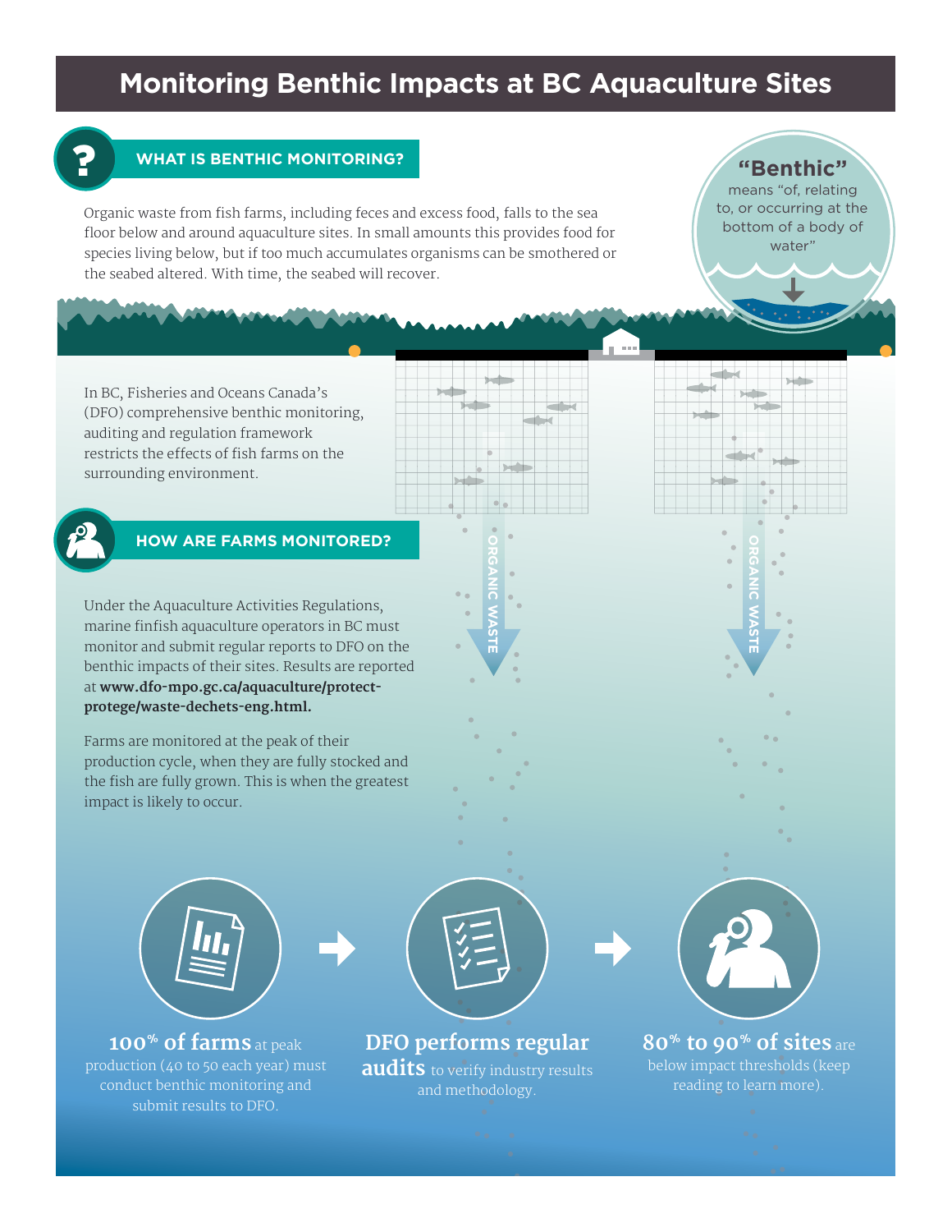# Monitoring Benthic Impacts at BC Aquaculture Sites

## WHAT IS BENTHIC MONITORING?

Organic waste from fish farms, including feces and excess food, falls to the sea floor below and around aquaculture sites. In small amounts this provides food for species living below, but if too much accumulates organisms can be smothered or the seabed altered. With time, the seabed will recover.

**"Benthic"** means "of, relating to, or occurring at the bottom of a body of water"

In BC, Fisheries and Oceans Canada's (DFO) comprehensive benthic monitoring, auditing and regulation framework restricts the effects of fish farms on the surrounding environment.

ORGANIC WASTE

ORGANIC WASTE

## HOW ARE FARMS MONITORED?

Under the Aquaculture Activities Regulations, marine finfish aquaculture operators in BC must monitor and submit regular reports to DFO on the benthic impacts of their sites. Results are reported at **www.dfo-mpo.gc.ca/aquaculture/protect-protege/waste-dechets-eng.html.**

Farms are monitored at the peak of their production cycle, when they are fully stocked and the fish are fully grown. This is when the greatest impact is likely to occur.

**100% of farms** at peak production (40 to 50 each year) must conduct benthic monitoring and submit results to DFO.

→

**DFO performs regular audits** to verify industry results and methodology.

→

**80% to 90% of sites** are below impact thresholds (keep reading to learn more).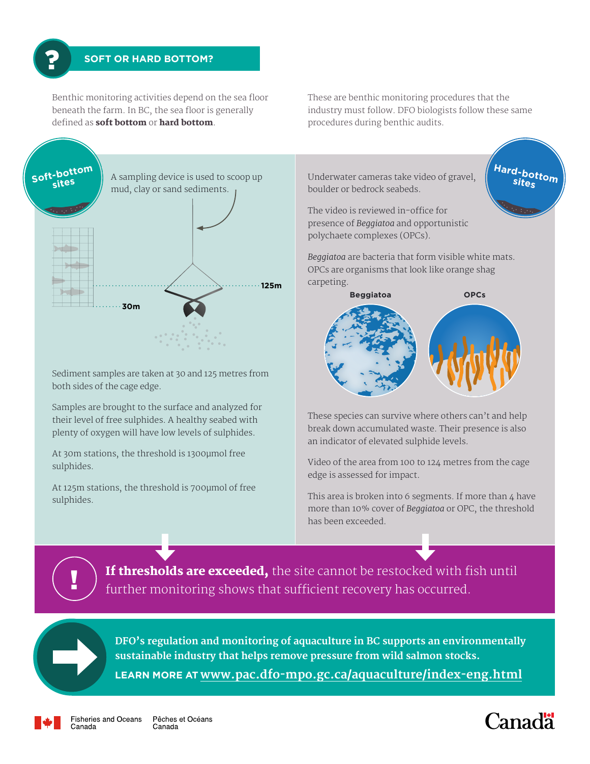## SOFT OR HARD BOTTOM?

Benthic monitoring activities depend on the sea floor beneath the farm. In BC, the sea floor is generally defined as **soft bottom** or **hard bottom**.

These are benthic monitoring procedures that the industry must follow. DFO biologists follow these same procedures during benthic audits.

### Soft-bottom sites

A sampling device is used to scoop up mud, clay or sand sediments.

125m

30m

Sediment samples are taken at 30 and 125 metres from both sides of the cage edge.

Samples are brought to the surface and analyzed for their level of free sulphides. A healthy seabed with plenty of oxygen will have low levels of sulphides.

At 30m stations, the threshold is 1300μmol free sulphides.

At 125m stations, the threshold is 700μmol of free sulphides.

### Hard-bottom sites

Underwater cameras take video of gravel, boulder or bedrock seabeds.

The video is reviewed in-office for presence of *Beggiatoa* and opportunistic polychaete complexes (OPCs).

*Beggiatoa* are bacteria that form visible white mats. OPCs are organisms that look like orange shag carpeting.

Beggiatoa

OPCs

These species can survive where others can't and help break down accumulated waste. Their presence is also an indicator of elevated sulphide levels.

Video of the area from 100 to 124 metres from the cage edge is assessed for impact.

This area is broken into 6 segments. If more than 4 have more than 10% cover of *Beggiatoa* or OPC, the threshold has been exceeded.

**If thresholds are exceeded,** the site cannot be restocked with fish until further monitoring shows that sufficient recovery has occurred.

**DFO's regulation and monitoring of aquaculture in BC supports an environmentally sustainable industry that helps remove pressure from wild salmon stocks.**

**LEARN MORE AT www.pac.dfo-mpo.gc.ca/aquaculture/index-eng.html**

Fisheries and Oceans Canada | Pêches et Océans Canada

Canada